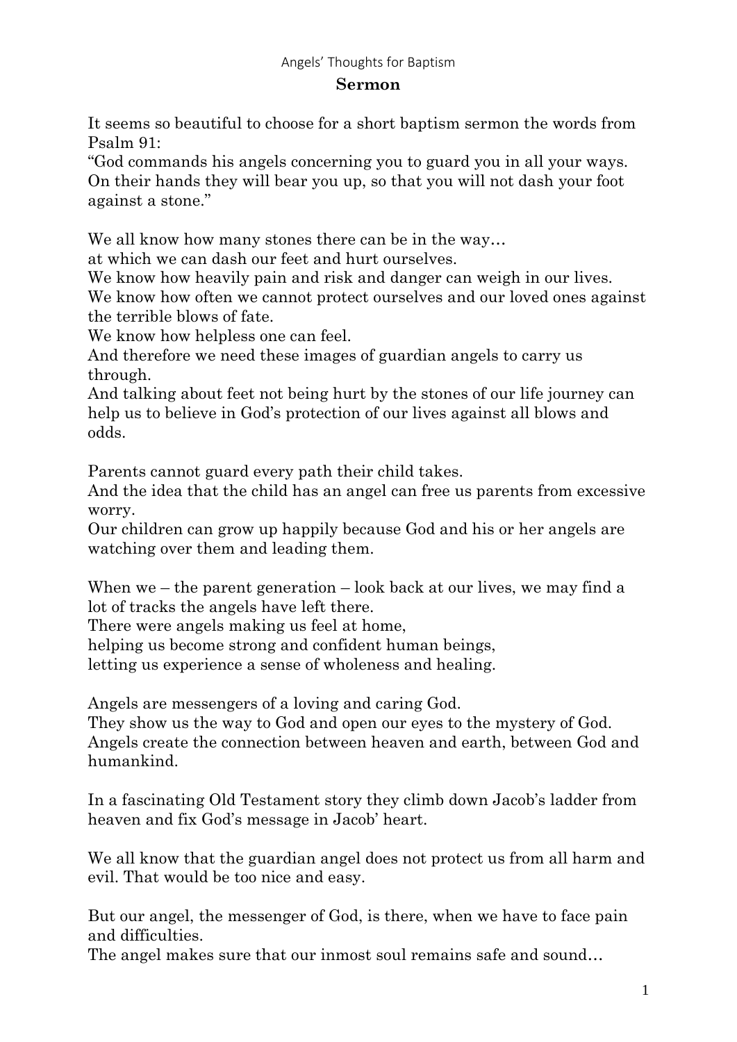Angels' Thoughts for Baptism

## Sermon

It seems so beautiful to choose for a short baptism sermon the words from Psalm 91:
"God commands his angels concerning you to guard you in all your ways. On their hands they will bear you up, so that you will not dash your foot against a stone."

We all know how many stones there can be in the way…
at which we can dash our feet and hurt ourselves.
We know how heavily pain and risk and danger can weigh in our lives.
We know how often we cannot protect ourselves and our loved ones against the terrible blows of fate.
We know how helpless one can feel.
And therefore we need these images of guardian angels to carry us through.
And talking about feet not being hurt by the stones of our life journey can help us to believe in God's protection of our lives against all blows and odds.

Parents cannot guard every path their child takes.
And the idea that the child has an angel can free us parents from excessive worry.
Our children can grow up happily because God and his or her angels are watching over them and leading them.

When we – the parent generation – look back at our lives, we may find a lot of tracks the angels have left there.
There were angels making us feel at home,
helping us become strong and confident human beings,
letting us experience a sense of wholeness and healing.

Angels are messengers of a loving and caring God.
They show us the way to God and open our eyes to the mystery of God.
Angels create the connection between heaven and earth, between God and humankind.

In a fascinating Old Testament story they climb down Jacob's ladder from heaven and fix God's message in Jacob' heart.

We all know that the guardian angel does not protect us from all harm and evil. That would be too nice and easy.

But our angel, the messenger of God, is there, when we have to face pain and difficulties.
The angel makes sure that our inmost soul remains safe and sound…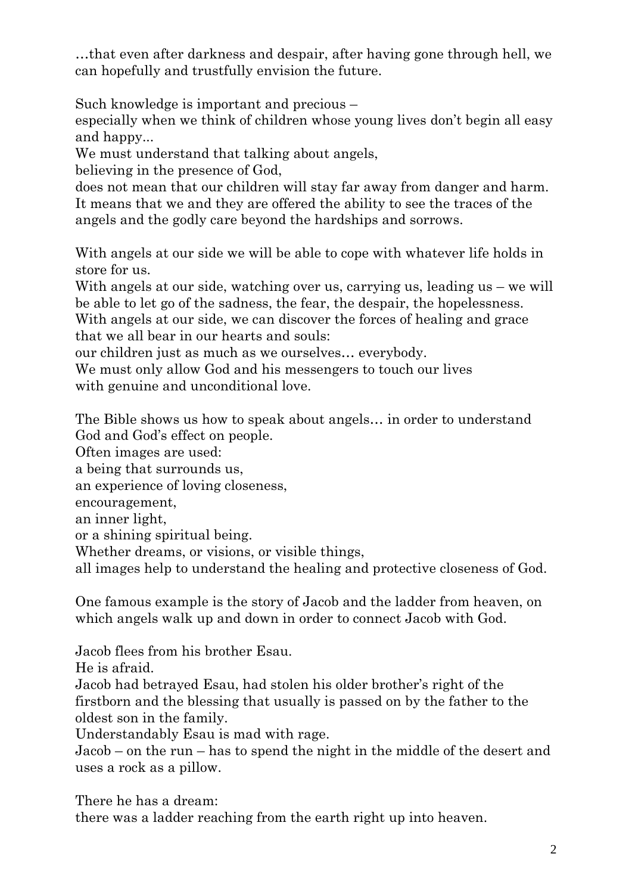…that even after darkness and despair, after having gone through hell, we can hopefully and trustfully envision the future.

Such knowledge is important and precious –
especially when we think of children whose young lives don't begin all easy and happy...
We must understand that talking about angels,
believing in the presence of God,
does not mean that our children will stay far away from danger and harm.
It means that we and they are offered the ability to see the traces of the angels and the godly care beyond the hardships and sorrows.

With angels at our side we will be able to cope with whatever life holds in store for us.
With angels at our side, watching over us, carrying us, leading us – we will be able to let go of the sadness, the fear, the despair, the hopelessness.
With angels at our side, we can discover the forces of healing and grace that we all bear in our hearts and souls:
our children just as much as we ourselves… everybody.
We must only allow God and his messengers to touch our lives
with genuine and unconditional love.

The Bible shows us how to speak about angels… in order to understand God and God's effect on people.
Often images are used:
a being that surrounds us,
an experience of loving closeness,
encouragement,
an inner light,
or a shining spiritual being.
Whether dreams, or visions, or visible things,
all images help to understand the healing and protective closeness of God.

One famous example is the story of Jacob and the ladder from heaven, on which angels walk up and down in order to connect Jacob with God.

Jacob flees from his brother Esau.
He is afraid.
Jacob had betrayed Esau, had stolen his older brother's right of the firstborn and the blessing that usually is passed on by the father to the oldest son in the family.
Understandably Esau is mad with rage.
Jacob – on the run – has to spend the night in the middle of the desert and uses a rock as a pillow.

There he has a dream:
there was a ladder reaching from the earth right up into heaven.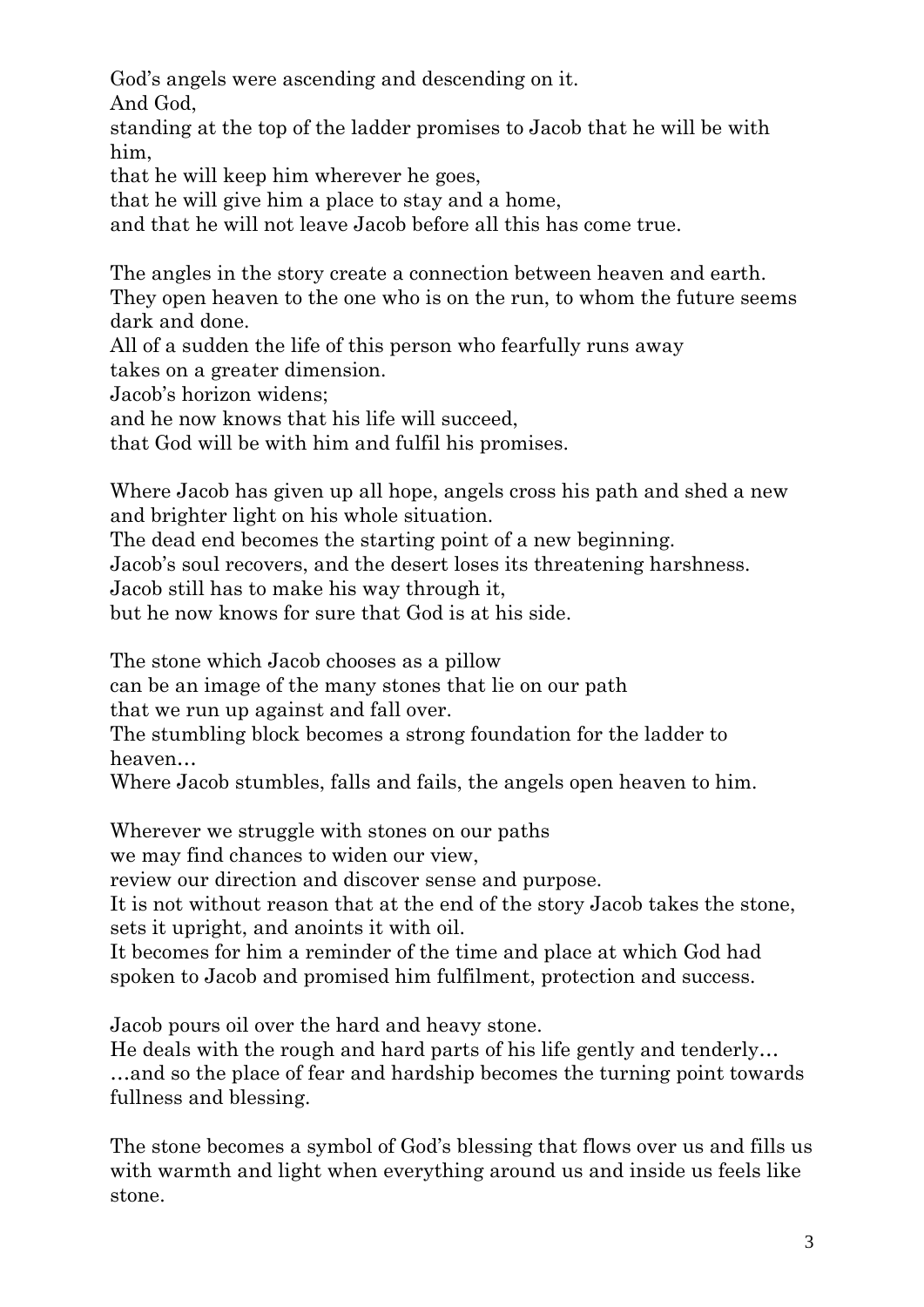God's angels were ascending and descending on it.
And God,
standing at the top of the ladder promises to Jacob that he will be with him,
that he will keep him wherever he goes,
that he will give him a place to stay and a home,
and that he will not leave Jacob before all this has come true.

The angles in the story create a connection between heaven and earth.
They open heaven to the one who is on the run, to whom the future seems dark and done.
All of a sudden the life of this person who fearfully runs away
takes on a greater dimension.
Jacob's horizon widens;
and he now knows that his life will succeed,
that God will be with him and fulfil his promises.

Where Jacob has given up all hope, angels cross his path and shed a new and brighter light on his whole situation.
The dead end becomes the starting point of a new beginning.
Jacob's soul recovers, and the desert loses its threatening harshness.
Jacob still has to make his way through it,
but he now knows for sure that God is at his side.

The stone which Jacob chooses as a pillow
can be an image of the many stones that lie on our path
that we run up against and fall over.
The stumbling block becomes a strong foundation for the ladder to heaven…
Where Jacob stumbles, falls and fails, the angels open heaven to him.

Wherever we struggle with stones on our paths
we may find chances to widen our view,
review our direction and discover sense and purpose.
It is not without reason that at the end of the story Jacob takes the stone, sets it upright, and anoints it with oil.
It becomes for him a reminder of the time and place at which God had spoken to Jacob and promised him fulfilment, protection and success.

Jacob pours oil over the hard and heavy stone.
He deals with the rough and hard parts of his life gently and tenderly…
…and so the place of fear and hardship becomes the turning point towards fullness and blessing.

The stone becomes a symbol of God's blessing that flows over us and fills us with warmth and light when everything around us and inside us feels like stone.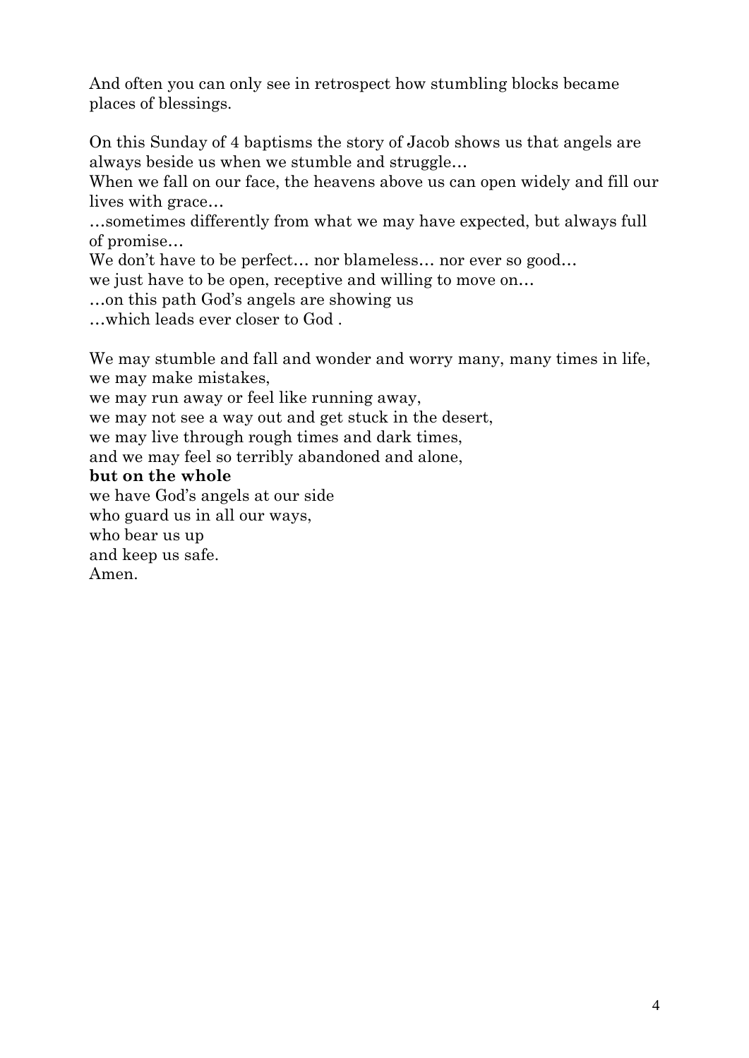And often you can only see in retrospect how stumbling blocks became places of blessings.

On this Sunday of 4 baptisms the story of Jacob shows us that angels are always beside us when we stumble and struggle…  
When we fall on our face, the heavens above us can open widely and fill our lives with grace…  
…sometimes differently from what we may have expected, but always full of promise…  
We don't have to be perfect… nor blameless… nor ever so good…  
we just have to be open, receptive and willing to move on…  
…on this path God's angels are showing us  
…which leads ever closer to God .

We may stumble and fall and wonder and worry many, many times in life,  
we may make mistakes,  
we may run away or feel like running away,  
we may not see a way out and get stuck in the desert,  
we may live through rough times and dark times,  
and we may feel so terribly abandoned and alone,  
**but on the whole**  
we have God's angels at our side  
who guard us in all our ways,  
who bear us up  
and keep us safe.  
Amen.